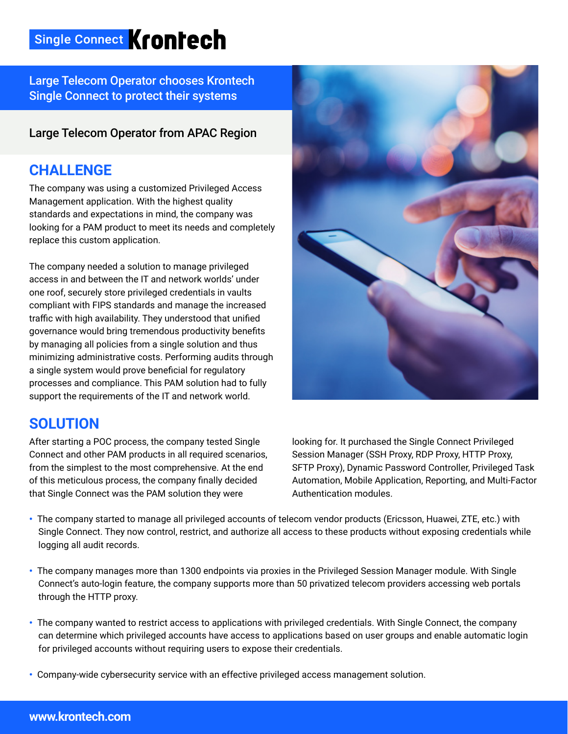Single Connect **Krontech**

## Large Telecom Operator chooses Krontech Single Connect to protect their systems

### Large Telecom Operator from APAC Region

## CHALLENGE

The company was using a customized Privileged Access Management application. With the highest quality standards and expectations in mind, the company was looking for a PAM product to meet its needs and completely replace this custom application.

The company needed a solution to manage privileged access in and between the IT and network worlds' under one roof, securely store privileged credentials in vaults compliant with FIPS standards and manage the increased traffic with high availability. They understood that unified governance would bring tremendous productivity benefits by managing all policies from a single solution and thus minimizing administrative costs. Performing audits through a single system would prove beneficial for regulatory processes and compliance. This PAM solution had to fully support the requirements of the IT and network world.

## SOLUTION

After starting a POC process, the company tested Single Connect and other PAM products in all required scenarios, from the simplest to the most comprehensive. At the end of this meticulous process, the company finally decided that Single Connect was the PAM solution they were looking for. It purchased the Single Connect Privileged Session Manager (SSH Proxy, RDP Proxy, HTTP Proxy, SFTP Proxy), Dynamic Password Controller, Privileged Task Automation, Mobile Application, Reporting, and Multi-Factor Authentication modules.

- The company started to manage all privileged accounts of telecom vendor products (Ericsson, Huawei, ZTE, etc.) with Single Connect. They now control, restrict, and authorize all access to these products without exposing credentials while logging all audit records.
- The company manages more than 1300 endpoints via proxies in the Privileged Session Manager module. With Single Connect's auto-login feature, the company supports more than 50 privatized telecom providers accessing web portals through the HTTP proxy.
- The company wanted to restrict access to applications with privileged credentials. With Single Connect, the company can determine which privileged accounts have access to applications based on user groups and enable automatic login for privileged accounts without requiring users to expose their credentials.
- Company-wide cybersecurity service with an effective privileged access management solution.

www.krontech.com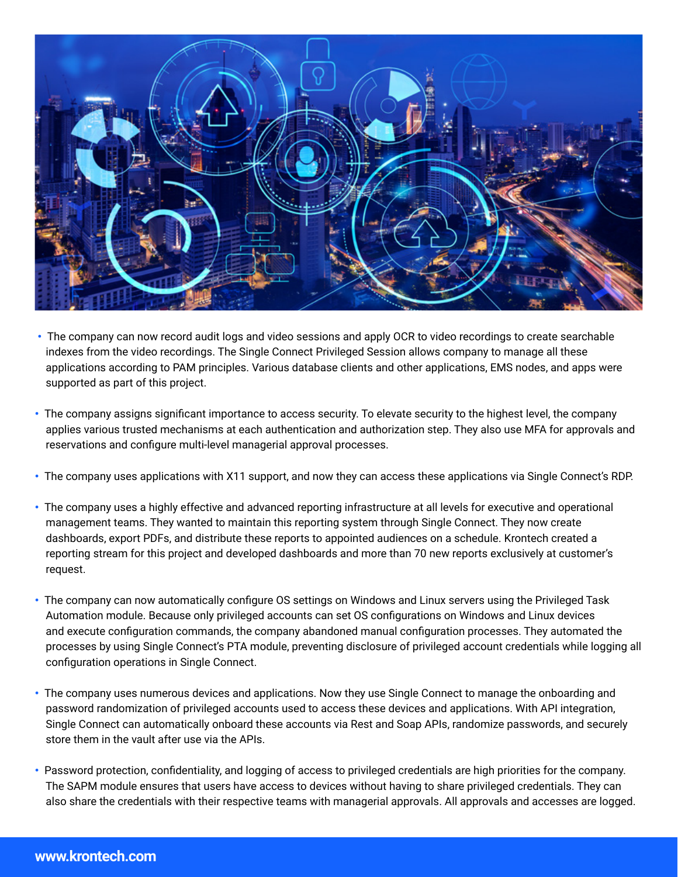- The company can now record audit logs and video sessions and apply OCR to video recordings to create searchable indexes from the video recordings. The Single Connect Privileged Session allows company to manage all these applications according to PAM principles. Various database clients and other applications, EMS nodes, and apps were supported as part of this project.

- The company assigns significant importance to access security. To elevate security to the highest level, the company applies various trusted mechanisms at each authentication and authorization step. They also use MFA for approvals and reservations and configure multi-level managerial approval processes.

- The company uses applications with X11 support, and now they can access these applications via Single Connect's RDP.

- The company uses a highly effective and advanced reporting infrastructure at all levels for executive and operational management teams. They wanted to maintain this reporting system through Single Connect. They now create dashboards, export PDFs, and distribute these reports to appointed audiences on a schedule. Krontech created a reporting stream for this project and developed dashboards and more than 70 new reports exclusively at customer's request.

- The company can now automatically configure OS settings on Windows and Linux servers using the Privileged Task Automation module. Because only privileged accounts can set OS configurations on Windows and Linux devices and execute configuration commands, the company abandoned manual configuration processes. They automated the processes by using Single Connect's PTA module, preventing disclosure of privileged account credentials while logging all configuration operations in Single Connect.

- The company uses numerous devices and applications. Now they use Single Connect to manage the onboarding and password randomization of privileged accounts used to access these devices and applications. With API integration, Single Connect can automatically onboard these accounts via Rest and Soap APIs, randomize passwords, and securely store them in the vault after use via the APIs.

- Password protection, confidentiality, and logging of access to privileged credentials are high priorities for the company. The SAPM module ensures that users have access to devices without having to share privileged credentials. They can also share the credentials with their respective teams with managerial approvals. All approvals and accesses are logged.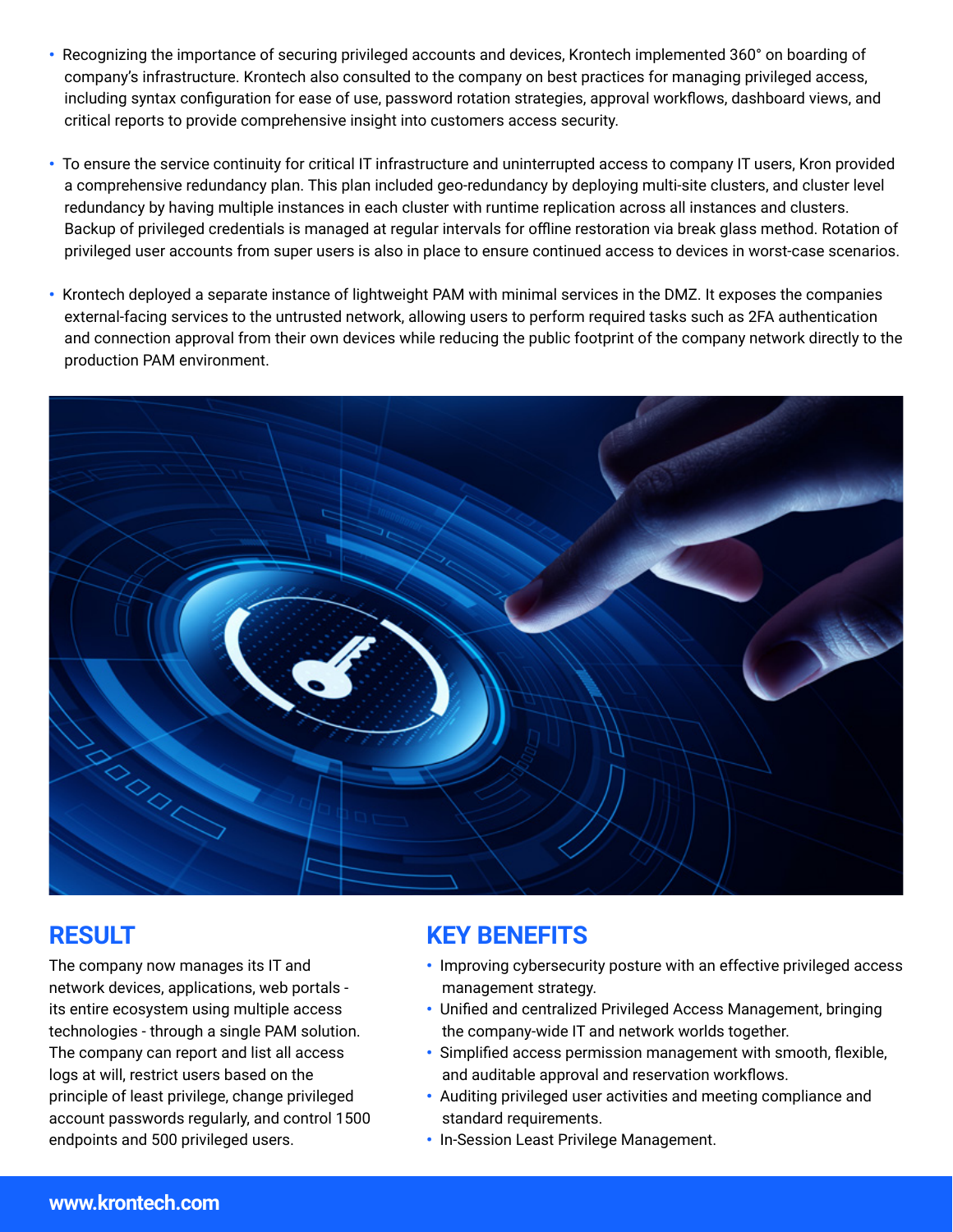- Recognizing the importance of securing privileged accounts and devices, Krontech implemented 360° on boarding of company's infrastructure. Krontech also consulted to the company on best practices for managing privileged access, including syntax configuration for ease of use, password rotation strategies, approval workflows, dashboard views, and critical reports to provide comprehensive insight into customers access security.
- To ensure the service continuity for critical IT infrastructure and uninterrupted access to company IT users, Kron provided a comprehensive redundancy plan. This plan included geo-redundancy by deploying multi-site clusters, and cluster level redundancy by having multiple instances in each cluster with runtime replication across all instances and clusters. Backup of privileged credentials is managed at regular intervals for offline restoration via break glass method. Rotation of privileged user accounts from super users is also in place to ensure continued access to devices in worst-case scenarios.
- Krontech deployed a separate instance of lightweight PAM with minimal services in the DMZ. It exposes the companies external-facing services to the untrusted network, allowing users to perform required tasks such as 2FA authentication and connection approval from their own devices while reducing the public footprint of the company network directly to the production PAM environment.

## RESULT

The company now manages its IT and network devices, applications, web portals - its entire ecosystem using multiple access technologies - through a single PAM solution. The company can report and list all access logs at will, restrict users based on the principle of least privilege, change privileged account passwords regularly, and control 1500 endpoints and 500 privileged users.

## KEY BENEFITS

- Improving cybersecurity posture with an effective privileged access management strategy.
- Unified and centralized Privileged Access Management, bringing the company-wide IT and network worlds together.
- Simplified access permission management with smooth, flexible, and auditable approval and reservation workflows.
- Auditing privileged user activities and meeting compliance and standard requirements.
- In-Session Least Privilege Management.

**www.krontech.com**